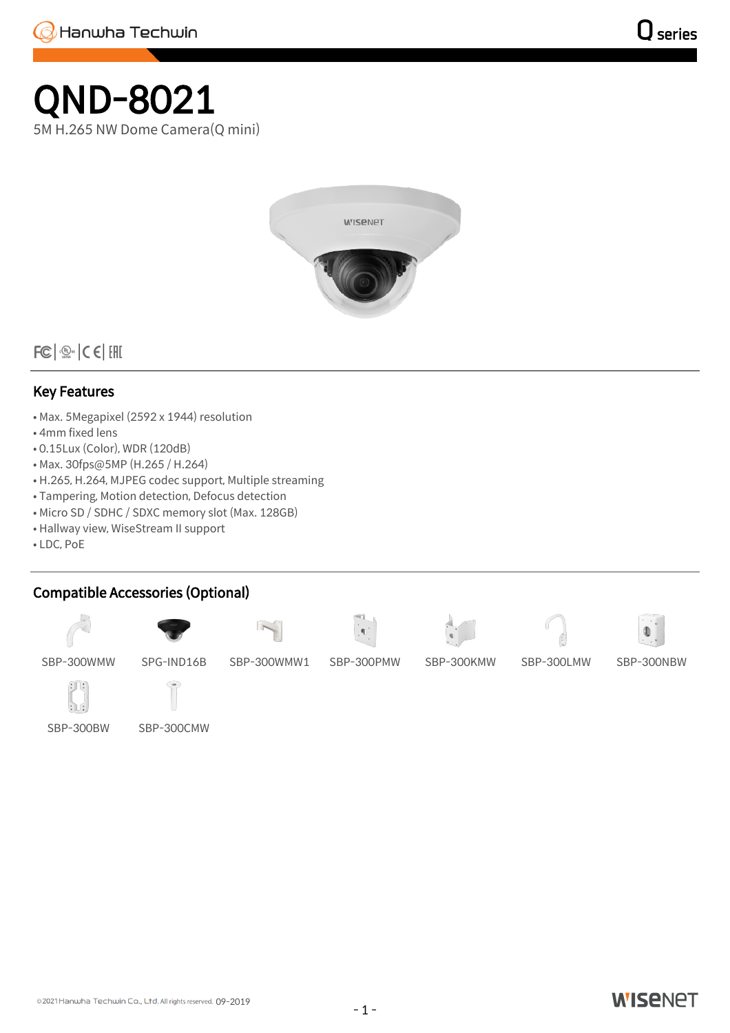# QND-8021

5M H.265 NW Dome Camera(Q mini)

## Key Features

- Max. 5Megapixel (2592 x 1944) resolution
- 4mm fixed lens
- 0.15Lux (Color), WDR (120dB)
- Max. 30fps@5MP (H.265 / H.264)
- H.265, H.264, MJPEG codec support, Multiple streaming
- Tampering, Motion detection, Defocus detection
- Micro SD / SDHC / SDXC memory slot (Max. 128GB)
- Hallway view, WiseStream II support
- LDC, PoE

## Compatible Accessories (Optional)

SBP-300WMW, SPG-IND16B, SBP-300WMW1, SBP-300PMW, SBP-300KMW, SBP-300LMW, SBP-300NBW, SBP-300BW, SBP-300CMW

©2021 Hanwha Techwin Co., Ltd. All rights reserved. 09-2019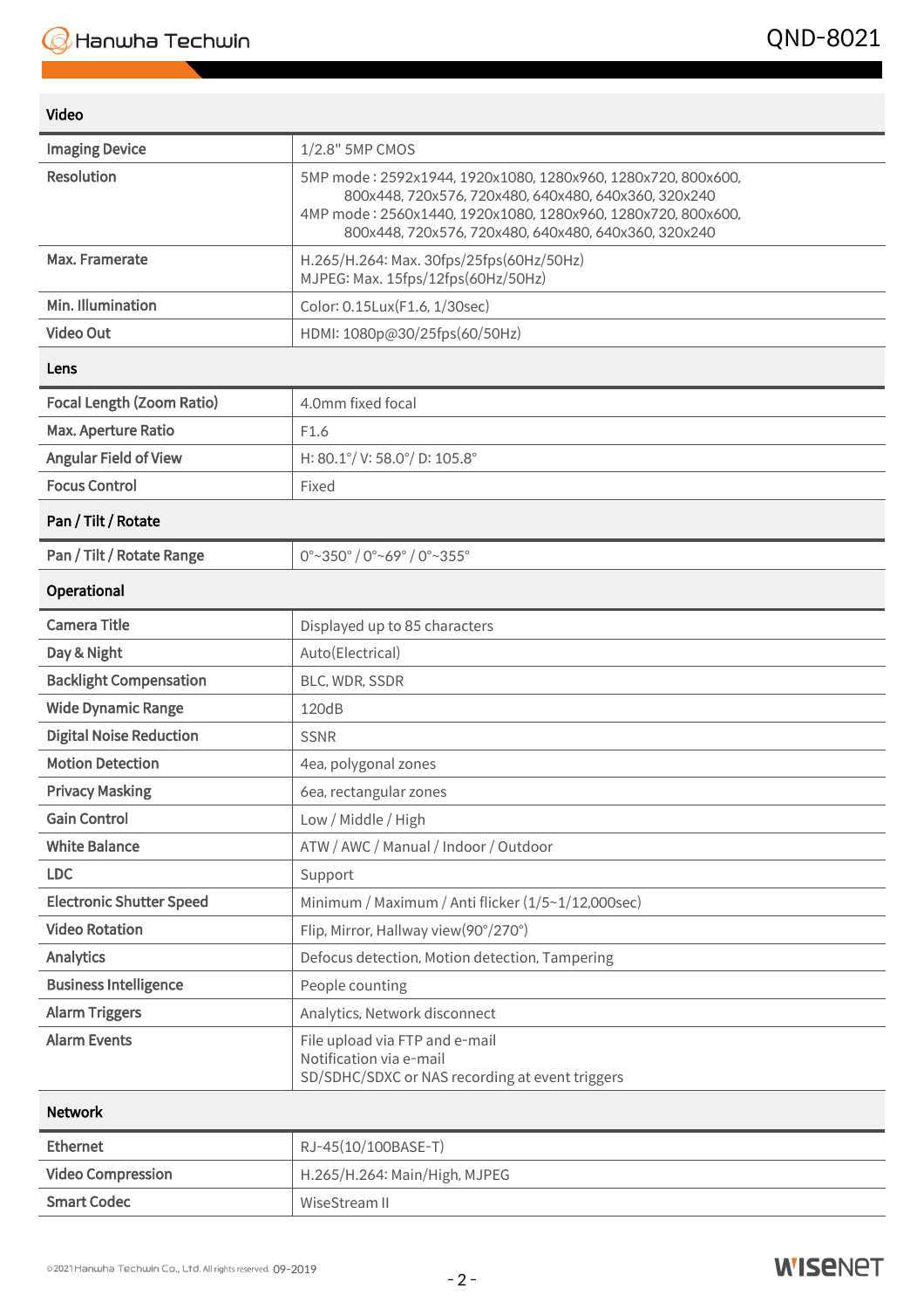## Video

| | |
|---|---|
| Imaging Device | 1/2.8" 5MP CMOS |
| Resolution | 5MP mode : 2592x1944, 1920x1080, 1280x960, 1280x720, 800x600, 800x448, 720x576, 720x480, 640x480, 640x360, 320x240<br>4MP mode : 2560x1440, 1920x1080, 1280x960, 1280x720, 800x600, 800x448, 720x576, 720x480, 640x480, 640x360, 320x240 |
| Max. Framerate | H.265/H.264: Max. 30fps/25fps(60Hz/50Hz)<br>MJPEG: Max. 15fps/12fps(60Hz/50Hz) |
| Min. Illumination | Color: 0.15Lux(F1.6, 1/30sec) |
| Video Out | HDMI: 1080p@30/25fps(60/50Hz) |

## Lens

| | |
|---|---|
| Focal Length (Zoom Ratio) | 4.0mm fixed focal |
| Max. Aperture Ratio | F1.6 |
| Angular Field of View | H: 80.1°/ V: 58.0°/ D: 105.8° |
| Focus Control | Fixed |

## Pan / Tilt / Rotate

| | |
|---|---|
| Pan / Tilt / Rotate Range | 0°~350° / 0°~69° / 0°~355° |

## Operational

| | |
|---|---|
| Camera Title | Displayed up to 85 characters |
| Day & Night | Auto(Electrical) |
| Backlight Compensation | BLC, WDR, SSDR |
| Wide Dynamic Range | 120dB |
| Digital Noise Reduction | SSNR |
| Motion Detection | 4ea, polygonal zones |
| Privacy Masking | 6ea, rectangular zones |
| Gain Control | Low / Middle / High |
| White Balance | ATW / AWC / Manual / Indoor / Outdoor |
| LDC | Support |
| Electronic Shutter Speed | Minimum / Maximum / Anti flicker (1/5~1/12,000sec) |
| Video Rotation | Flip, Mirror, Hallway view(90°/270°) |
| Analytics | Defocus detection, Motion detection, Tampering |
| Business Intelligence | People counting |
| Alarm Triggers | Analytics, Network disconnect |
| Alarm Events | File upload via FTP and e-mail<br>Notification via e-mail<br>SD/SDHC/SDXC or NAS recording at event triggers |

## Network

| | |
|---|---|
| Ethernet | RJ-45(10/100BASE-T) |
| Video Compression | H.265/H.264: Main/High, MJPEG |
| Smart Codec | WiseStream II |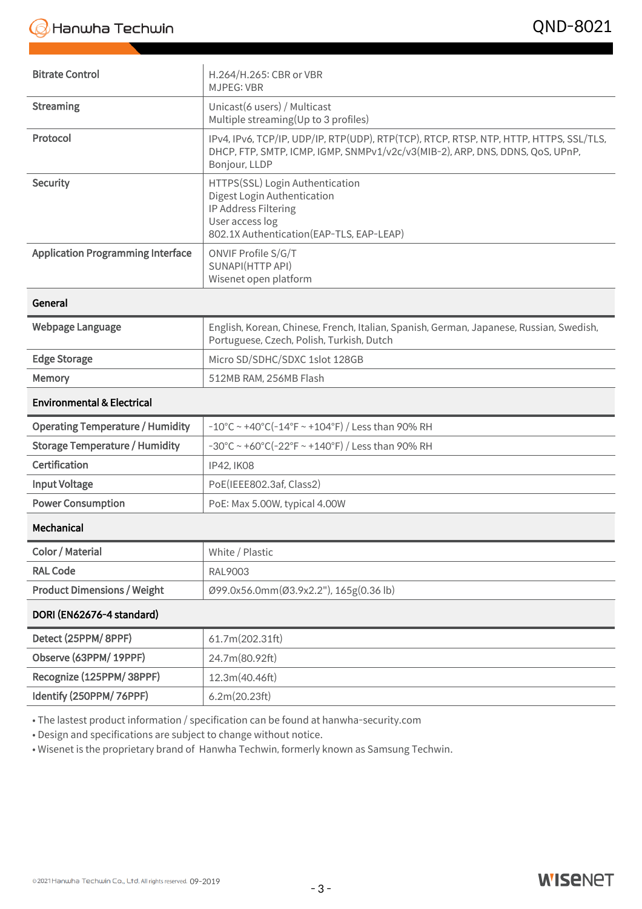| | |
|---|---|
| Bitrate Control | H.264/H.265: CBR or VBR<br>MJPEG: VBR |
| Streaming | Unicast(6 users) / Multicast<br>Multiple streaming(Up to 3 profiles) |
| Protocol | IPv4, IPv6, TCP/IP, UDP/IP, RTP(UDP), RTP(TCP), RTCP, RTSP, NTP, HTTP, HTTPS, SSL/TLS, DHCP, FTP, SMTP, ICMP, IGMP, SNMPv1/v2c/v3(MIB-2), ARP, DNS, DDNS, QoS, UPnP, Bonjour, LLDP |
| Security | HTTPS(SSL) Login Authentication<br>Digest Login Authentication<br>IP Address Filtering<br>User access log<br>802.1X Authentication(EAP-TLS, EAP-LEAP) |
| Application Programming Interface | ONVIF Profile S/G/T<br>SUNAPI(HTTP API)<br>Wisenet open platform |

**General**

| | |
|---|---|
| Webpage Language | English, Korean, Chinese, French, Italian, Spanish, German, Japanese, Russian, Swedish, Portuguese, Czech, Polish, Turkish, Dutch |
| Edge Storage | Micro SD/SDHC/SDXC 1slot 128GB |
| Memory | 512MB RAM, 256MB Flash |

**Environmental & Electrical**

| | |
|---|---|
| Operating Temperature / Humidity | -10°C ~ +40°C(-14°F ~ +104°F) / Less than 90% RH |
| Storage Temperature / Humidity | -30°C ~ +60°C(-22°F ~ +140°F) / Less than 90% RH |
| Certification | IP42, IK08 |
| Input Voltage | PoE(IEEE802.3af, Class2) |
| Power Consumption | PoE: Max 5.00W, typical 4.00W |

**Mechanical**

| | |
|---|---|
| Color / Material | White / Plastic |
| RAL Code | RAL9003 |
| Product Dimensions / Weight | Ø99.0x56.0mm(Ø3.9x2.2"), 165g(0.36 lb) |

**DORI (EN62676-4 standard)**

| | |
|---|---|
| Detect (25PPM/ 8PPF) | 61.7m(202.31ft) |
| Observe (63PPM/ 19PPF) | 24.7m(80.92ft) |
| Recognize (125PPM/ 38PPF) | 12.3m(40.46ft) |
| Identify (250PPM/ 76PPF) | 6.2m(20.23ft) |

- The lastest product information / specification can be found at hanwha-security.com
- Design and specifications are subject to change without notice.
- Wisenet is the proprietary brand of Hanwha Techwin, formerly known as Samsung Techwin.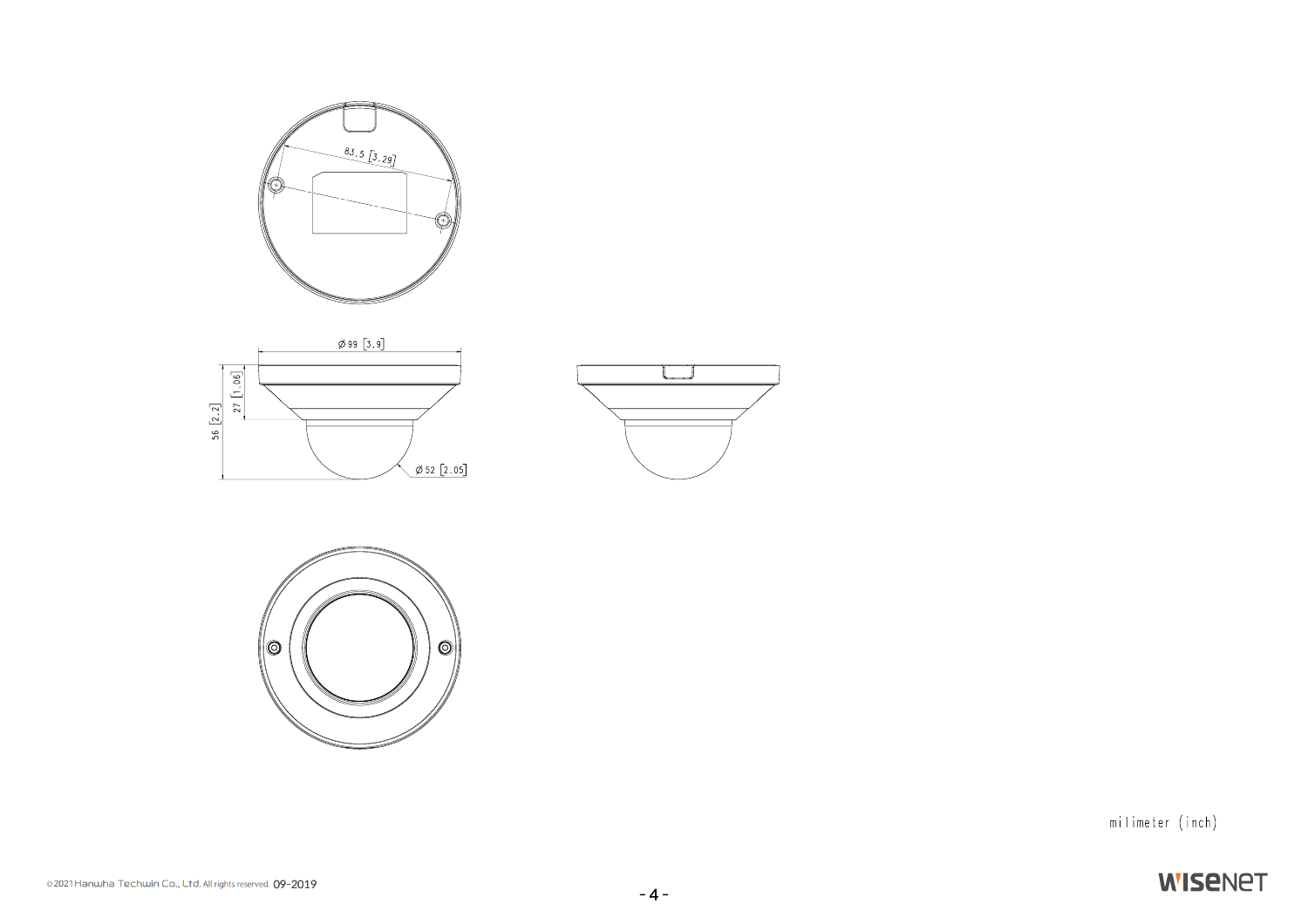83.5 [3.29]

Ø 99 [3.9]

27 [1.06]

56 [2.2]

Ø 52 [2.05]

milimeter (inch)

©2021 Hanwha Techwin Co., Ltd. All rights reserved. 09-2019